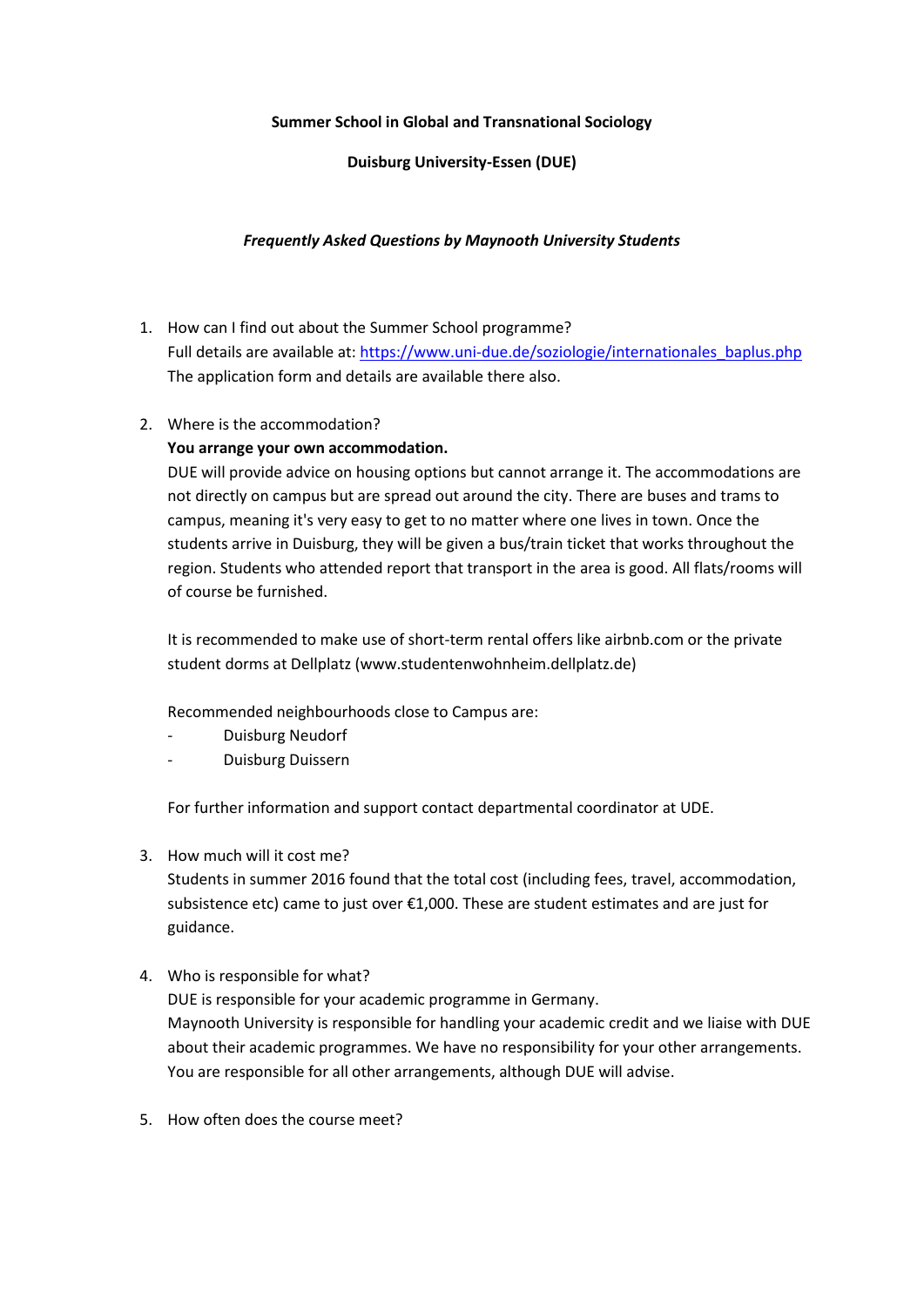**Summer School in Global and Transnational Sociology**

**Duisburg University-Essen (DUE)**

***Frequently Asked Questions by Maynooth University Students***

1. How can I find out about the Summer School programme?
   Full details are available at: [https://www.uni-due.de/soziologie/internationales_baplus.php](https://www.uni-due.de/soziologie/internationales_baplus.php)
   The application form and details are available there also.

2. Where is the accommodation?
   **You arrange your own accommodation.**
   DUE will provide advice on housing options but cannot arrange it. The accommodations are not directly on campus but are spread out around the city. There are buses and trams to campus, meaning it's very easy to get to no matter where one lives in town. Once the students arrive in Duisburg, they will be given a bus/train ticket that works throughout the region. Students who attended report that transport in the area is good. All flats/rooms will of course be furnished.

   It is recommended to make use of short-term rental offers like airbnb.com or the private student dorms at Dellplatz (www.studentenwohnheim.dellplatz.de)

   Recommended neighbourhoods close to Campus are:
   - Duisburg Neudorf
   - Duisburg Duissern

   For further information and support contact departmental coordinator at UDE.

3. How much will it cost me?
   Students in summer 2016 found that the total cost (including fees, travel, accommodation, subsistence etc) came to just over €1,000. These are student estimates and are just for guidance.

4. Who is responsible for what?
   DUE is responsible for your academic programme in Germany.
   Maynooth University is responsible for handling your academic credit and we liaise with DUE about their academic programmes. We have no responsibility for your other arrangements. You are responsible for all other arrangements, although DUE will advise.

5. How often does the course meet?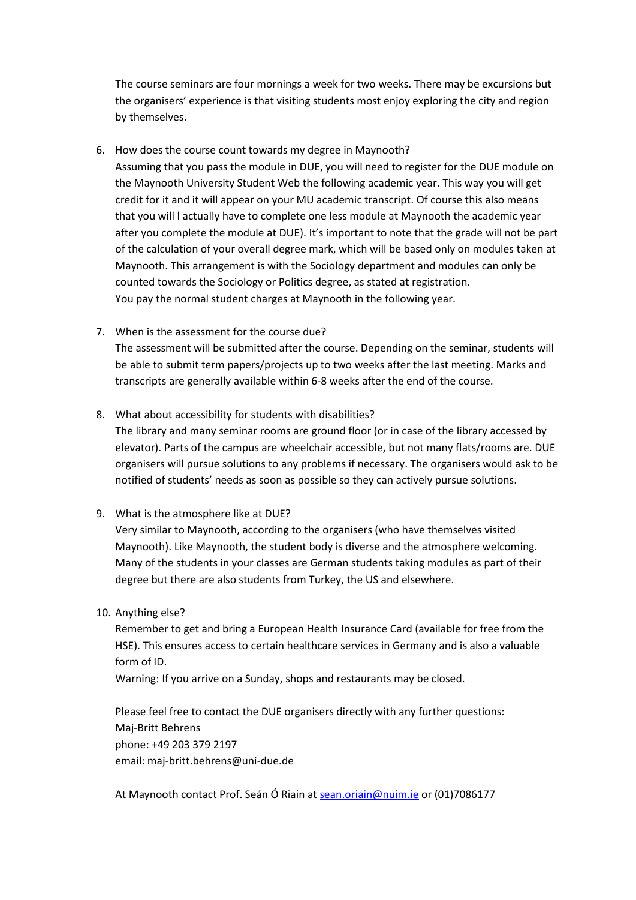The course seminars are four mornings a week for two weeks. There may be excursions but the organisers' experience is that visiting students most enjoy exploring the city and region by themselves.

6. How does the course count towards my degree in Maynooth?
   Assuming that you pass the module in DUE, you will need to register for the DUE module on the Maynooth University Student Web the following academic year. This way you will get credit for it and it will appear on your MU academic transcript. Of course this also means that you will l actually have to complete one less module at Maynooth the academic year after you complete the module at DUE). It's important to note that the grade will not be part of the calculation of your overall degree mark, which will be based only on modules taken at Maynooth. This arrangement is with the Sociology department and modules can only be counted towards the Sociology or Politics degree, as stated at registration.
   You pay the normal student charges at Maynooth in the following year.

7. When is the assessment for the course due?
   The assessment will be submitted after the course. Depending on the seminar, students will be able to submit term papers/projects up to two weeks after the last meeting. Marks and transcripts are generally available within 6-8 weeks after the end of the course.

8. What about accessibility for students with disabilities?
   The library and many seminar rooms are ground floor (or in case of the library accessed by elevator). Parts of the campus are wheelchair accessible, but not many flats/rooms are. DUE organisers will pursue solutions to any problems if necessary. The organisers would ask to be notified of students' needs as soon as possible so they can actively pursue solutions.

9. What is the atmosphere like at DUE?
   Very similar to Maynooth, according to the organisers (who have themselves visited Maynooth). Like Maynooth, the student body is diverse and the atmosphere welcoming. Many of the students in your classes are German students taking modules as part of their degree but there are also students from Turkey, the US and elsewhere.

10. Anything else?
    Remember to get and bring a European Health Insurance Card (available for free from the HSE). This ensures access to certain healthcare services in Germany and is also a valuable form of ID.
    Warning: If you arrive on a Sunday, shops and restaurants may be closed.

    Please feel free to contact the DUE organisers directly with any further questions:
    Maj-Britt Behrens
    phone: +49 203 379 2197
    email: maj-britt.behrens@uni-due.de

    At Maynooth contact Prof. Seán Ó Riain at sean.oriain@nuim.ie or (01)7086177